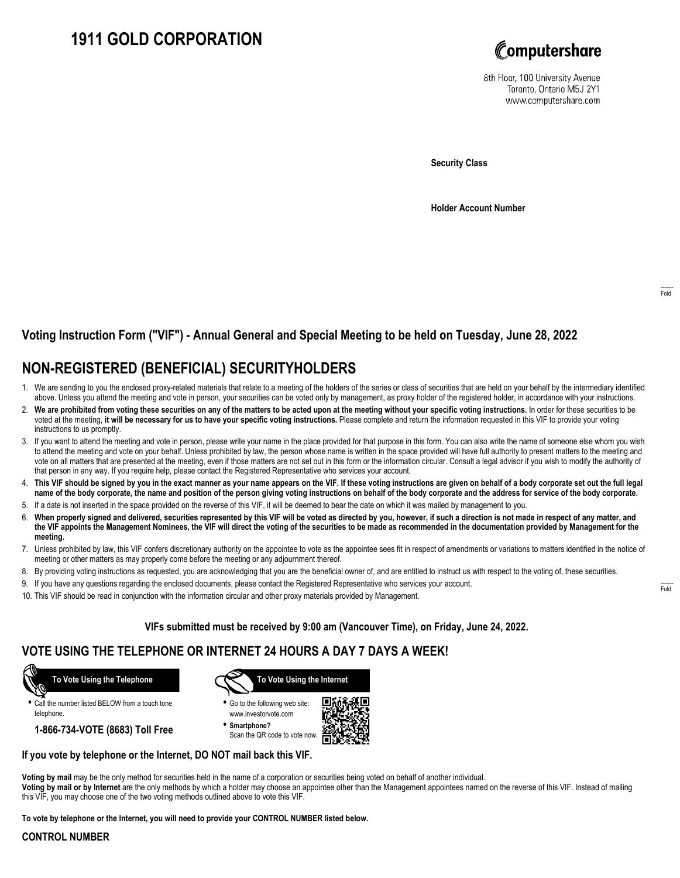# 1911 GOLD CORPORATION

Computershare
8th Floor, 100 University Avenue
Toronto, Ontario M5J 2Y1
www.computershare.com

**Security Class**

**Holder Account Number**

Fold

## Voting Instruction Form ("VIF") - Annual General and Special Meeting to be held on Tuesday, June 28, 2022

## NON-REGISTERED (BENEFICIAL) SECURITYHOLDERS

1. We are sending to you the enclosed proxy-related materials that relate to a meeting of the holders of the series or class of securities that are held on your behalf by the intermediary identified above. Unless you attend the meeting and vote in person, your securities can be voted only by management, as proxy holder of the registered holder, in accordance with your instructions.
2. **We are prohibited from voting these securities on any of the matters to be acted upon at the meeting without your specific voting instructions.** In order for these securities to be voted at the meeting, **it will be necessary for us to have your specific voting instructions.** Please complete and return the information requested in this VIF to provide your voting instructions to us promptly.
3. If you want to attend the meeting and vote in person, please write your name in the place provided for that purpose in this form. You can also write the name of someone else whom you wish to attend the meeting and vote on your behalf. Unless prohibited by law, the person whose name is written in the space provided will have full authority to present matters to the meeting and vote on all matters that are presented at the meeting, even if those matters are not set out in this form or the information circular. Consult a legal advisor if you wish to modify the authority of that person in any way. If you require help, please contact the Registered Representative who services your account.
4. **This VIF should be signed by you in the exact manner as your name appears on the VIF. If these voting instructions are given on behalf of a body corporate set out the full legal name of the body corporate, the name and position of the person giving voting instructions on behalf of the body corporate and the address for service of the body corporate.**
5. If a date is not inserted in the space provided on the reverse of this VIF, it will be deemed to bear the date on which it was mailed by management to you.
6. **When properly signed and delivered, securities represented by this VIF will be voted as directed by you, however, if such a direction is not made in respect of any matter, and the VIF appoints the Management Nominees, the VIF will direct the voting of the securities to be made as recommended in the documentation provided by Management for the meeting.**
7. Unless prohibited by law, this VIF confers discretionary authority on the appointee to vote as the appointee sees fit in respect of amendments or variations to matters identified in the notice of meeting or other matters as may properly come before the meeting or any adjournment thereof.
8. By providing voting instructions as requested, you are acknowledging that you are the beneficial owner of, and are entitled to instruct us with respect to the voting of, these securities.
9. If you have any questions regarding the enclosed documents, please contact the Registered Representative who services your account.
10. This VIF should be read in conjunction with the information circular and other proxy materials provided by Management.

Fold

**VIFs submitted must be received by 9:00 am (Vancouver Time), on Friday, June 24, 2022.**

## VOTE USING THE TELEPHONE OR INTERNET 24 HOURS A DAY 7 DAYS A WEEK!

**To Vote Using the Telephone**

- Call the number listed BELOW from a touch tone telephone.

**1-866-734-VOTE (8683) Toll Free**

**To Vote Using the Internet**

- Go to the following web site: www.investorvote.com
- **Smartphone?** Scan the QR code to vote now.

**If you vote by telephone or the Internet, DO NOT mail back this VIF.**

**Voting by mail** may be the only method for securities held in the name of a corporation or securities being voted on behalf of another individual.
**Voting by mail or by Internet** are the only methods by which a holder may choose an appointee other than the Management appointees named on the reverse of this VIF. Instead of mailing this VIF, you may choose one of the two voting methods outlined above to vote this VIF.

**To vote by telephone or the Internet, you will need to provide your CONTROL NUMBER listed below.**

**CONTROL NUMBER**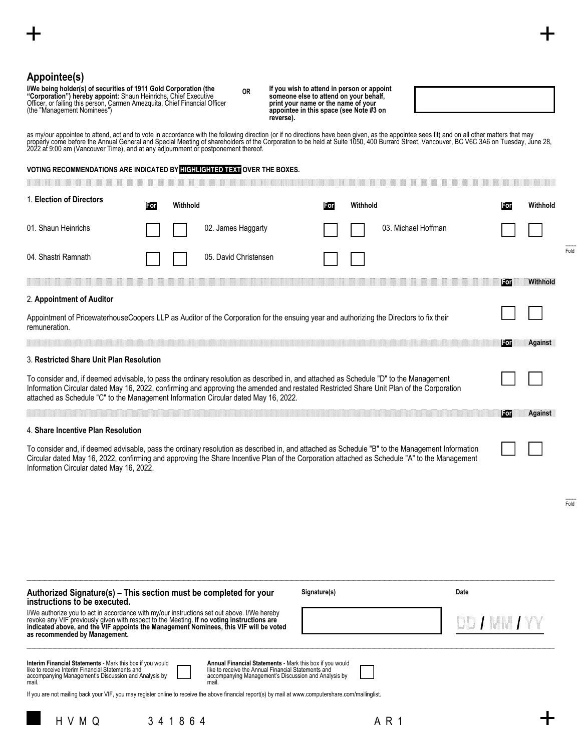## Appointee(s)

**I/We being holder(s) of securities of 1911 Gold Corporation (the "Corporation") hereby appoint:** Shaun Heinrichs, Chief Executive Officer, or failing this person, Carmen Amezquita, Chief Financial Officer (the "Management Nominees")

**OR**

**If you wish to attend in person or appoint someone else to attend on your behalf, print your name or the name of your appointee in this space (see Note #3 on reverse).**

as my/our appointee to attend, act and to vote in accordance with the following direction (or if no directions have been given, as the appointee sees fit) and on all other matters that may properly come before the Annual General and Special Meeting of shareholders of the Corporation to be held at Suite 1050, 400 Burrard Street, Vancouver, BC V6C 3A6 on Tuesday, June 28, 2022 at 9:00 am (Vancouver Time), and at any adjournment or postponement thereof.

**VOTING RECOMMENDATIONS ARE INDICATED BY HIGHLIGHTED TEXT OVER THE BOXES.**

1. **Election of Directors**

| | For | Withhold | | For | Withhold | | For | Withhold |
|---|---|---|---|---|---|---|---|---|
| 01. Shaun Heinrichs | ☐ | ☐ | 02. James Haggarty | ☐ | ☐ | 03. Michael Hoffman | ☐ | ☐ |
| 04. Shastri Ramnath | ☐ | ☐ | 05. David Christensen | ☐ | ☐ | | | |

2. **Appointment of Auditor** — For ☐ Withhold ☐

Appointment of PricewaterhouseCoopers LLP as Auditor of the Corporation for the ensuing year and authorizing the Directors to fix their remuneration.

3. **Restricted Share Unit Plan Resolution** — For ☐ Against ☐

To consider and, if deemed advisable, to pass the ordinary resolution as described in, and attached as Schedule "D" to the Management Information Circular dated May 16, 2022, confirming and approving the amended and restated Restricted Share Unit Plan of the Corporation attached as Schedule "C" to the Management Information Circular dated May 16, 2022.

4. **Share Incentive Plan Resolution** — For ☐ Against ☐

To consider and, if deemed advisable, pass the ordinary resolution as described in, and attached as Schedule "B" to the Management Information Circular dated May 16, 2022, confirming and approving the Share Incentive Plan of the Corporation attached as Schedule "A" to the Management Information Circular dated May 16, 2022.

### Authorized Signature(s) – This section must be completed for your instructions to be executed.

I/We authorize you to act in accordance with my/our instructions set out above. I/We hereby revoke any VIF previously given with respect to the Meeting. **If no voting instructions are indicated above, and the VIF appoints the Management Nominees, this VIF will be voted as recommended by Management.**

**Signature(s)**

**Date**

DD / MM / YY

**Interim Financial Statements** - Mark this box if you would like to receive Interim Financial Statements and accompanying Management's Discussion and Analysis by mail. ☐

**Annual Financial Statements** - Mark this box if you would like to receive the Annual Financial Statements and accompanying Management's Discussion and Analysis by mail. ☐

If you are not mailing back your VIF, you may register online to receive the above financial report(s) by mail at www.computershare.com/mailinglist.

H V M Q 3 4 1 8 6 4 A R 1